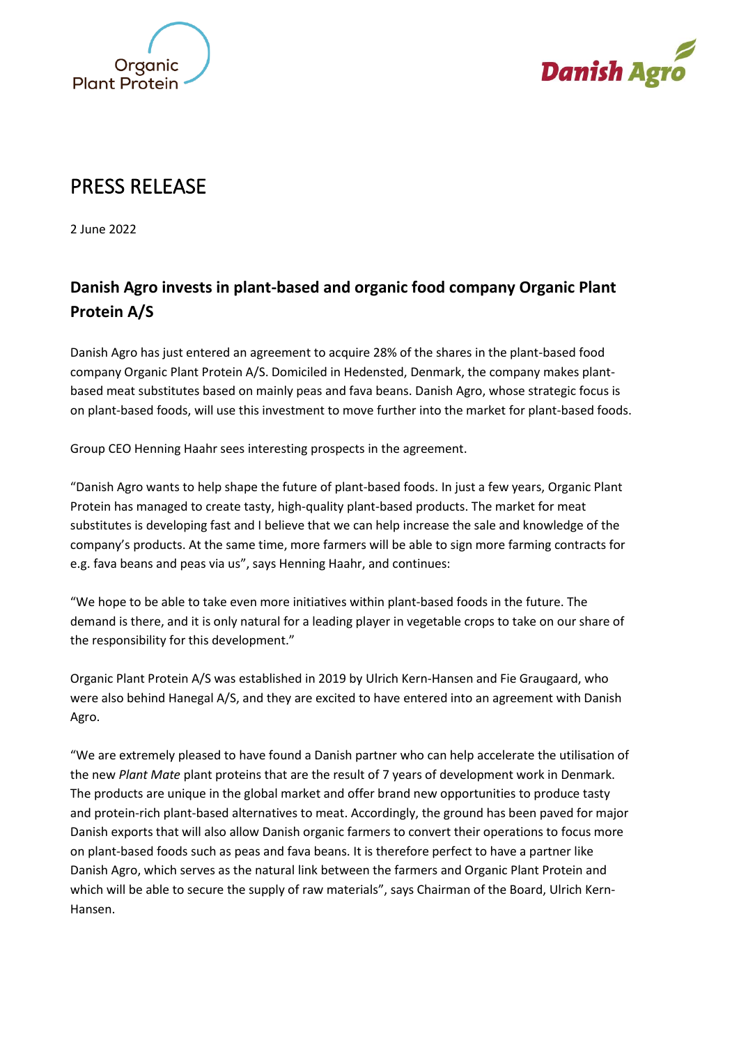# PRESS RELEASE

2 June 2022

## Danish Agro invests in plant-based and organic food company Organic Plant Protein A/S

Danish Agro has just entered an agreement to acquire 28% of the shares in the plant-based food company Organic Plant Protein A/S. Domiciled in Hedensted, Denmark, the company makes plant-based meat substitutes based on mainly peas and fava beans. Danish Agro, whose strategic focus is on plant-based foods, will use this investment to move further into the market for plant-based foods.

Group CEO Henning Haahr sees interesting prospects in the agreement.

"Danish Agro wants to help shape the future of plant-based foods. In just a few years, Organic Plant Protein has managed to create tasty, high-quality plant-based products. The market for meat substitutes is developing fast and I believe that we can help increase the sale and knowledge of the company's products. At the same time, more farmers will be able to sign more farming contracts for e.g. fava beans and peas via us", says Henning Haahr, and continues:

"We hope to be able to take even more initiatives within plant-based foods in the future. The demand is there, and it is only natural for a leading player in vegetable crops to take on our share of the responsibility for this development."

Organic Plant Protein A/S was established in 2019 by Ulrich Kern-Hansen and Fie Graugaard, who were also behind Hanegal A/S, and they are excited to have entered into an agreement with Danish Agro.

"We are extremely pleased to have found a Danish partner who can help accelerate the utilisation of the new *Plant Mate* plant proteins that are the result of 7 years of development work in Denmark. The products are unique in the global market and offer brand new opportunities to produce tasty and protein-rich plant-based alternatives to meat. Accordingly, the ground has been paved for major Danish exports that will also allow Danish organic farmers to convert their operations to focus more on plant-based foods such as peas and fava beans. It is therefore perfect to have a partner like Danish Agro, which serves as the natural link between the farmers and Organic Plant Protein and which will be able to secure the supply of raw materials", says Chairman of the Board, Ulrich Kern-Hansen.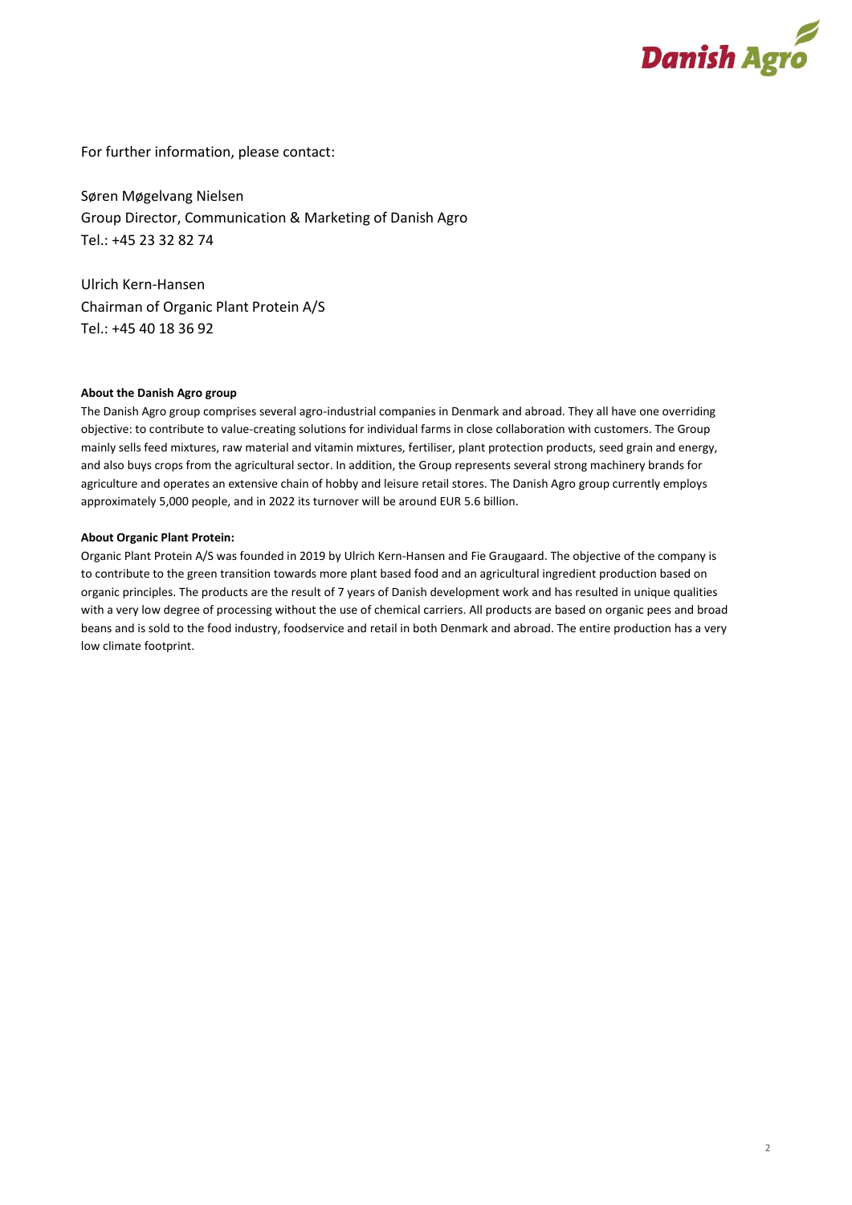For further information, please contact:

Søren Møgelvang Nielsen
Group Director, Communication & Marketing of Danish Agro
Tel.: +45 23 32 82 74

Ulrich Kern-Hansen
Chairman of Organic Plant Protein A/S
Tel.: +45 40 18 36 92

**About the Danish Agro group**

The Danish Agro group comprises several agro-industrial companies in Denmark and abroad. They all have one overriding objective: to contribute to value-creating solutions for individual farms in close collaboration with customers. The Group mainly sells feed mixtures, raw material and vitamin mixtures, fertiliser, plant protection products, seed grain and energy, and also buys crops from the agricultural sector. In addition, the Group represents several strong machinery brands for agriculture and operates an extensive chain of hobby and leisure retail stores. The Danish Agro group currently employs approximately 5,000 people, and in 2022 its turnover will be around EUR 5.6 billion.

**About Organic Plant Protein:**

Organic Plant Protein A/S was founded in 2019 by Ulrich Kern-Hansen and Fie Graugaard. The objective of the company is to contribute to the green transition towards more plant based food and an agricultural ingredient production based on organic principles. The products are the result of 7 years of Danish development work and has resulted in unique qualities with a very low degree of processing without the use of chemical carriers. All products are based on organic pees and broad beans and is sold to the food industry, foodservice and retail in both Denmark and abroad. The entire production has a very low climate footprint.